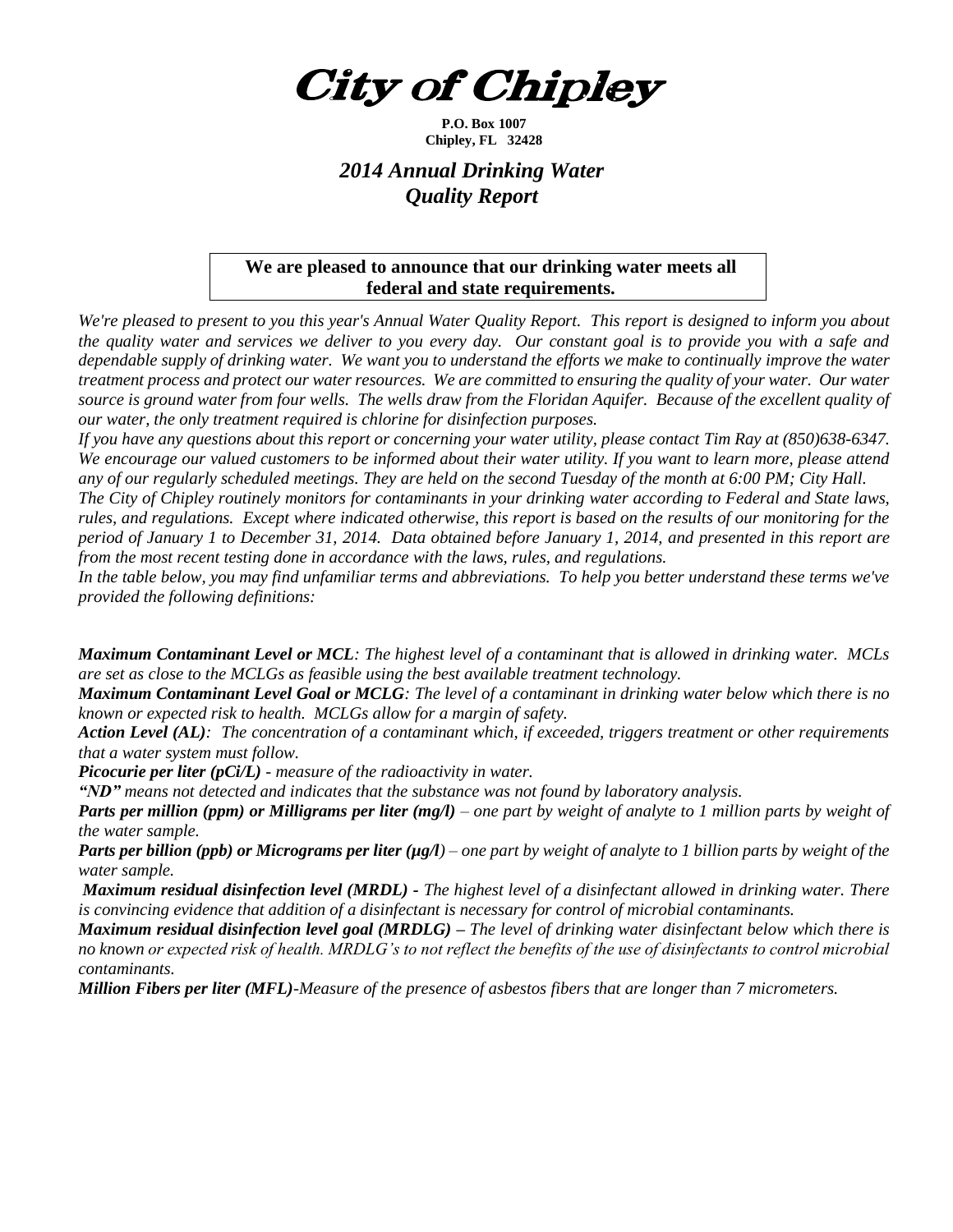# City of Chipley

**P.O. Box 1007**
**Chipley, FL 32428**

## *2014 Annual Drinking Water Quality Report*

**We are pleased to announce that our drinking water meets all federal and state requirements.**

*We're pleased to present to you this year's Annual Water Quality Report. This report is designed to inform you about the quality water and services we deliver to you every day. Our constant goal is to provide you with a safe and dependable supply of drinking water. We want you to understand the efforts we make to continually improve the water treatment process and protect our water resources. We are committed to ensuring the quality of your water. Our water source is ground water from four wells. The wells draw from the Floridan Aquifer. Because of the excellent quality of our water, the only treatment required is chlorine for disinfection purposes.*

*If you have any questions about this report or concerning your water utility, please contact Tim Ray at (850)638-6347. We encourage our valued customers to be informed about their water utility. If you want to learn more, please attend any of our regularly scheduled meetings. They are held on the second Tuesday of the month at 6:00 PM; City Hall.*

*The City of Chipley routinely monitors for contaminants in your drinking water according to Federal and State laws, rules, and regulations. Except where indicated otherwise, this report is based on the results of our monitoring for the period of January 1 to December 31, 2014. Data obtained before January 1, 2014, and presented in this report are from the most recent testing done in accordance with the laws, rules, and regulations.*

*In the table below, you may find unfamiliar terms and abbreviations. To help you better understand these terms we've provided the following definitions:*

***Maximum Contaminant Level or MCL**: The highest level of a contaminant that is allowed in drinking water. MCLs are set as close to the MCLGs as feasible using the best available treatment technology.*

***Maximum Contaminant Level Goal or MCLG**: The level of a contaminant in drinking water below which there is no known or expected risk to health. MCLGs allow for a margin of safety.*

***Action Level (AL)**: The concentration of a contaminant which, if exceeded, triggers treatment or other requirements that a water system must follow.*

***Picocurie per liter (pCi/L)** - measure of the radioactivity in water.*

***"ND"** means not detected and indicates that the substance was not found by laboratory analysis.*

***Parts per million (ppm) or Milligrams per liter (mg/l)** – one part by weight of analyte to 1 million parts by weight of the water sample.*

***Parts per billion (ppb) or Micrograms per liter (µg/l)** – one part by weight of analyte to 1 billion parts by weight of the water sample.*

***Maximum residual disinfection level (MRDL)** - The highest level of a disinfectant allowed in drinking water. There is convincing evidence that addition of a disinfectant is necessary for control of microbial contaminants.*

***Maximum residual disinfection level goal (MRDLG)** – The level of drinking water disinfectant below which there is no known or expected risk of health. MRDLG's to not reflect the benefits of the use of disinfectants to control microbial contaminants.*

***Million Fibers per liter (MFL)**-Measure of the presence of asbestos fibers that are longer than 7 micrometers.*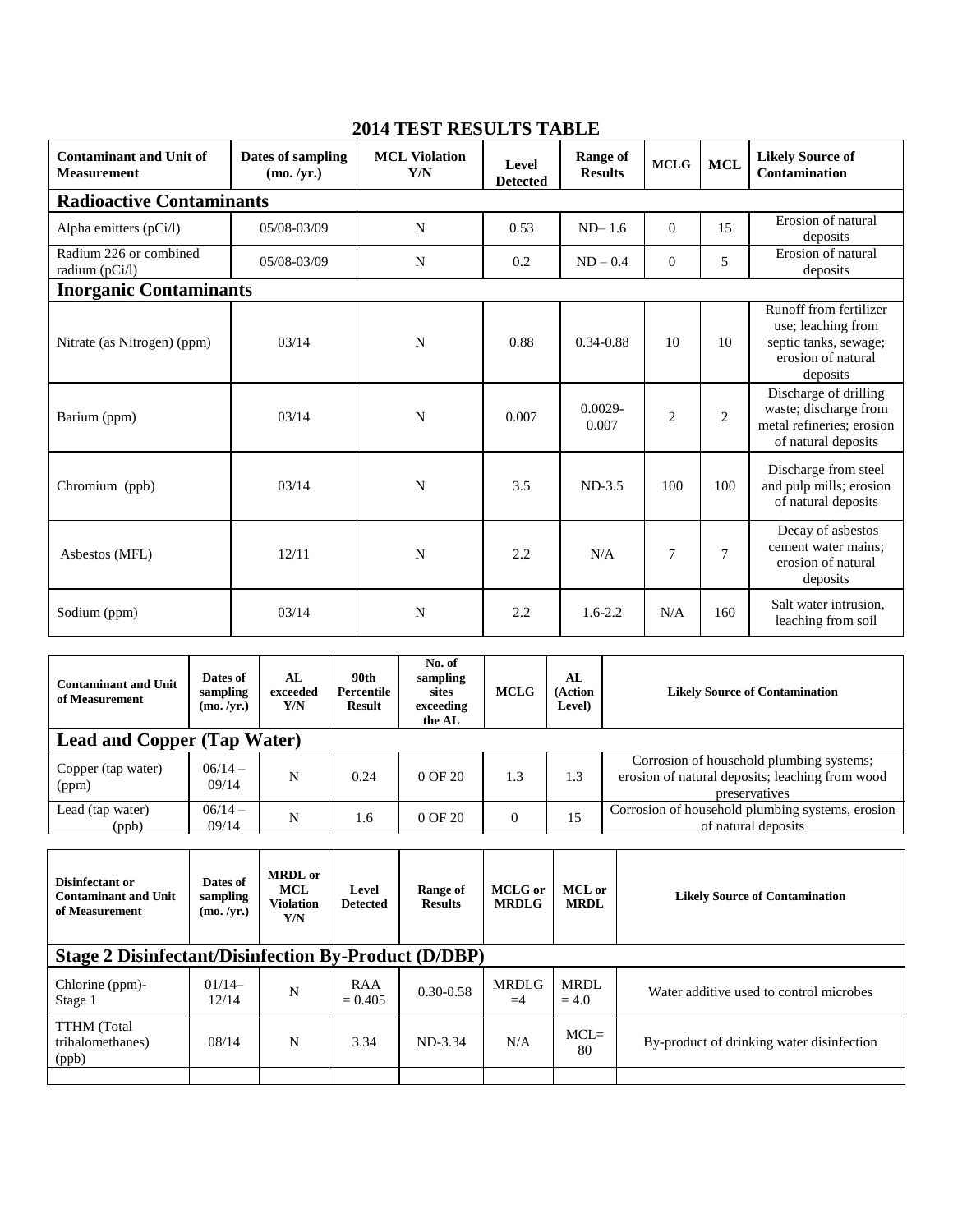# 2014 TEST RESULTS TABLE

| Contaminant and Unit of Measurement | Dates of sampling (mo. /yr.) | MCL Violation Y/N | Level Detected | Range of Results | MCLG | MCL | Likely Source of Contamination |
|---|---|---|---|---|---|---|---|
| **Radioactive Contaminants** | | | | | | | |
| Alpha emitters (pCi/l) | 05/08-03/09 | N | 0.53 | ND– 1.6 | 0 | 15 | Erosion of natural deposits |
| Radium 226 or combined radium (pCi/l) | 05/08-03/09 | N | 0.2 | ND – 0.4 | 0 | 5 | Erosion of natural deposits |
| **Inorganic Contaminants** | | | | | | | |
| Nitrate (as Nitrogen) (ppm) | 03/14 | N | 0.88 | 0.34-0.88 | 10 | 10 | Runoff from fertilizer use; leaching from septic tanks, sewage; erosion of natural deposits |
| Barium (ppm) | 03/14 | N | 0.007 | 0.0029-0.007 | 2 | 2 | Discharge of drilling waste; discharge from metal refineries; erosion of natural deposits |
| Chromium (ppb) | 03/14 | N | 3.5 | ND-3.5 | 100 | 100 | Discharge from steel and pulp mills; erosion of natural deposits |
| Asbestos (MFL) | 12/11 | N | 2.2 | N/A | 7 | 7 | Decay of asbestos cement water mains; erosion of natural deposits |
| Sodium (ppm) | 03/14 | N | 2.2 | 1.6-2.2 | N/A | 160 | Salt water intrusion, leaching from soil |

| Contaminant and Unit of Measurement | Dates of sampling (mo. /yr.) | AL exceeded Y/N | 90th Percentile Result | No. of sampling sites exceeding the AL | MCLG | AL (Action Level) | Likely Source of Contamination |
|---|---|---|---|---|---|---|---|
| **Lead and Copper (Tap Water)** | | | | | | | |
| Copper (tap water) (ppm) | 06/14 – 09/14 | N | 0.24 | 0 OF 20 | 1.3 | 1.3 | Corrosion of household plumbing systems; erosion of natural deposits; leaching from wood preservatives |
| Lead (tap water) (ppb) | 06/14 – 09/14 | N | 1.6 | 0 OF 20 | 0 | 15 | Corrosion of household plumbing systems, erosion of natural deposits |

| Disinfectant or Contaminant and Unit of Measurement | Dates of sampling (mo. /yr.) | MRDL or MCL Violation Y/N | Level Detected | Range of Results | MCLG or MRDLG | MCL or MRDL | Likely Source of Contamination |
|---|---|---|---|---|---|---|---|
| **Stage 2 Disinfectant/Disinfection By-Product (D/DBP)** | | | | | | | |
| Chlorine (ppm)- Stage 1 | 01/14– 12/14 | N | RAA = 0.405 | 0.30-0.58 | MRDLG =4 | MRDL = 4.0 | Water additive used to control microbes |
| TTHM (Total trihalomethanes) (ppb) | 08/14 | N | 3.34 | ND-3.34 | N/A | MCL= 80 | By-product of drinking water disinfection |
| | | | | | | | |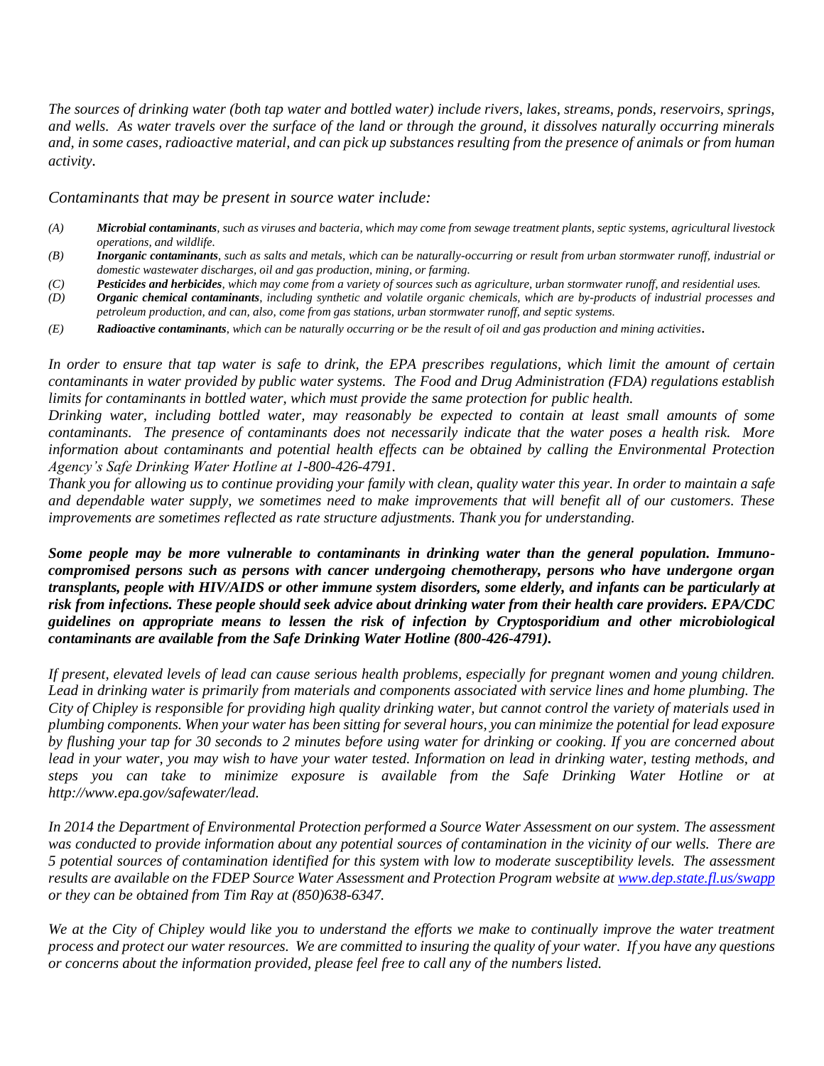*The sources of drinking water (both tap water and bottled water) include rivers, lakes, streams, ponds, reservoirs, springs, and wells. As water travels over the surface of the land or through the ground, it dissolves naturally occurring minerals and, in some cases, radioactive material, and can pick up substances resulting from the presence of animals or from human activity.*

*Contaminants that may be present in source water include:*

- *(A)* ***Microbial contaminants****, such as viruses and bacteria, which may come from sewage treatment plants, septic systems, agricultural livestock operations, and wildlife.*
- *(B)* ***Inorganic contaminants****, such as salts and metals, which can be naturally-occurring or result from urban stormwater runoff, industrial or domestic wastewater discharges, oil and gas production, mining, or farming.*
- *(C)* ***Pesticides and herbicides****, which may come from a variety of sources such as agriculture, urban stormwater runoff, and residential uses.*
- *(D)* ***Organic chemical contaminants****, including synthetic and volatile organic chemicals, which are by-products of industrial processes and petroleum production, and can, also, come from gas stations, urban stormwater runoff, and septic systems.*
- *(E)* ***Radioactive contaminants****, which can be naturally occurring or be the result of oil and gas production and mining activities.*

*In order to ensure that tap water is safe to drink, the EPA prescribes regulations, which limit the amount of certain contaminants in water provided by public water systems. The Food and Drug Administration (FDA) regulations establish limits for contaminants in bottled water, which must provide the same protection for public health.*

*Drinking water, including bottled water, may reasonably be expected to contain at least small amounts of some contaminants. The presence of contaminants does not necessarily indicate that the water poses a health risk. More information about contaminants and potential health effects can be obtained by calling the Environmental Protection Agency's Safe Drinking Water Hotline at 1-800-426-4791.*

*Thank you for allowing us to continue providing your family with clean, quality water this year. In order to maintain a safe and dependable water supply, we sometimes need to make improvements that will benefit all of our customers. These improvements are sometimes reflected as rate structure adjustments. Thank you for understanding.*

***Some people may be more vulnerable to contaminants in drinking water than the general population. Immuno-compromised persons such as persons with cancer undergoing chemotherapy, persons who have undergone organ transplants, people with HIV/AIDS or other immune system disorders, some elderly, and infants can be particularly at risk from infections. These people should seek advice about drinking water from their health care providers. EPA/CDC guidelines on appropriate means to lessen the risk of infection by Cryptosporidium and other microbiological contaminants are available from the Safe Drinking Water Hotline (800-426-4791).***

*If present, elevated levels of lead can cause serious health problems, especially for pregnant women and young children. Lead in drinking water is primarily from materials and components associated with service lines and home plumbing. The City of Chipley is responsible for providing high quality drinking water, but cannot control the variety of materials used in plumbing components. When your water has been sitting for several hours, you can minimize the potential for lead exposure by flushing your tap for 30 seconds to 2 minutes before using water for drinking or cooking. If you are concerned about lead in your water, you may wish to have your water tested. Information on lead in drinking water, testing methods, and steps you can take to minimize exposure is available from the Safe Drinking Water Hotline or at http://www.epa.gov/safewater/lead.*

*In 2014 the Department of Environmental Protection performed a Source Water Assessment on our system. The assessment was conducted to provide information about any potential sources of contamination in the vicinity of our wells. There are 5 potential sources of contamination identified for this system with low to moderate susceptibility levels. The assessment results are available on the FDEP Source Water Assessment and Protection Program website at [www.dep.state.fl.us/swapp](http://www.dep.state.fl.us/swapp) or they can be obtained from Tim Ray at (850)638-6347.*

*We at the City of Chipley would like you to understand the efforts we make to continually improve the water treatment process and protect our water resources. We are committed to insuring the quality of your water. If you have any questions or concerns about the information provided, please feel free to call any of the numbers listed.*